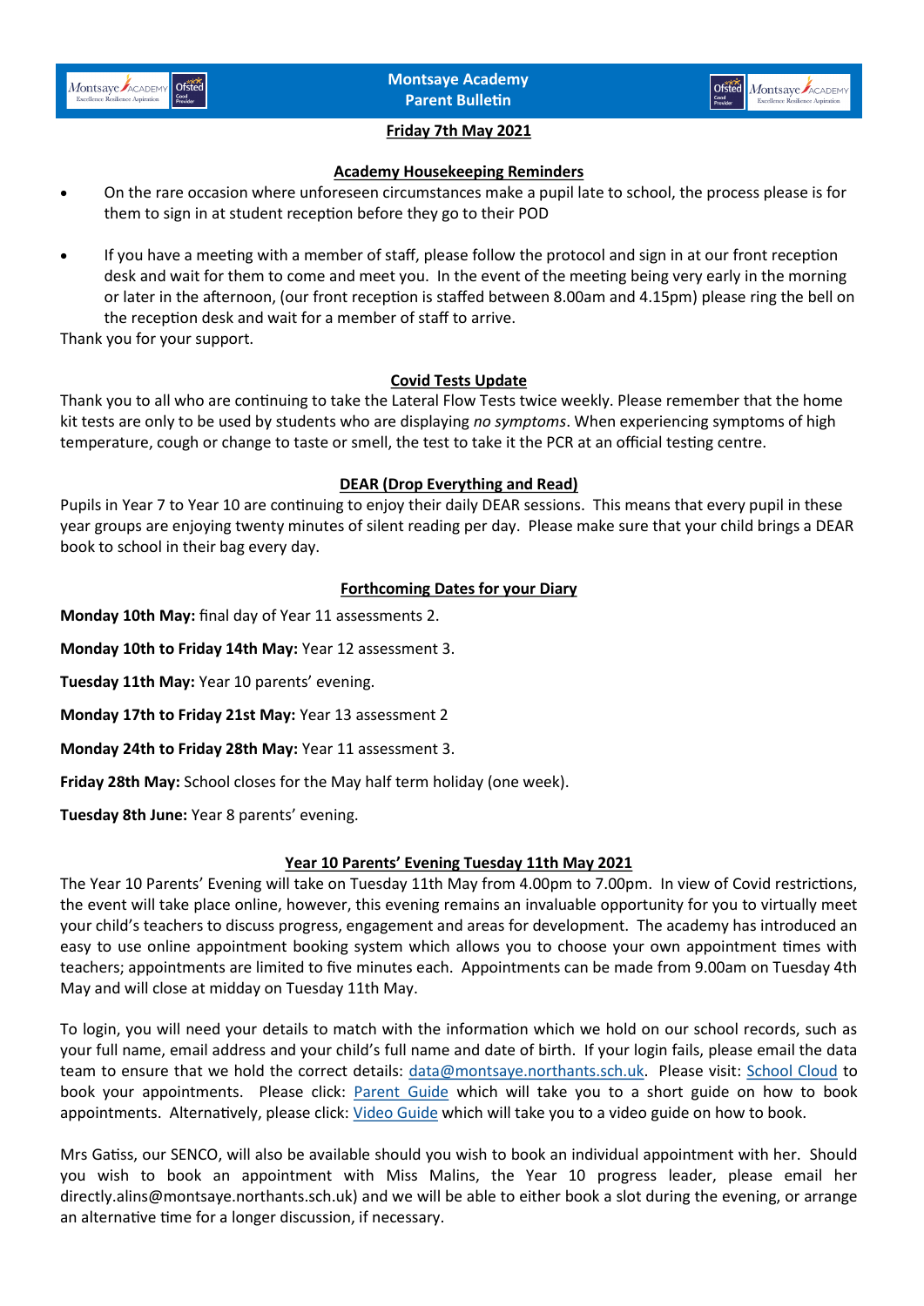# Montsaye Academy Parent Bulletin

**Friday 7th May 2021**

## Academy Housekeeping Reminders

- On the rare occasion where unforeseen circumstances make a pupil late to school, the process please is for them to sign in at student reception before they go to their POD
- If you have a meeting with a member of staff, please follow the protocol and sign in at our front reception desk and wait for them to come and meet you. In the event of the meeting being very early in the morning or later in the afternoon, (our front reception is staffed between 8.00am and 4.15pm) please ring the bell on the reception desk and wait for a member of staff to arrive.

Thank you for your support.

## Covid Tests Update

Thank you to all who are continuing to take the Lateral Flow Tests twice weekly. Please remember that the home kit tests are only to be used by students who are displaying *no symptoms*. When experiencing symptoms of high temperature, cough or change to taste or smell, the test to take it the PCR at an official testing centre.

## DEAR (Drop Everything and Read)

Pupils in Year 7 to Year 10 are continuing to enjoy their daily DEAR sessions. This means that every pupil in these year groups are enjoying twenty minutes of silent reading per day. Please make sure that your child brings a DEAR book to school in their bag every day.

## Forthcoming Dates for your Diary

**Monday 10th May:** final day of Year 11 assessments 2.

**Monday 10th to Friday 14th May:** Year 12 assessment 3.

**Tuesday 11th May:** Year 10 parents' evening.

**Monday 17th to Friday 21st May:** Year 13 assessment 2

**Monday 24th to Friday 28th May:** Year 11 assessment 3.

**Friday 28th May:** School closes for the May half term holiday (one week).

**Tuesday 8th June:** Year 8 parents' evening.

## Year 10 Parents' Evening Tuesday 11th May 2021

The Year 10 Parents' Evening will take on Tuesday 11th May from 4.00pm to 7.00pm. In view of Covid restrictions, the event will take place online, however, this evening remains an invaluable opportunity for you to virtually meet your child's teachers to discuss progress, engagement and areas for development. The academy has introduced an easy to use online appointment booking system which allows you to choose your own appointment times with teachers; appointments are limited to five minutes each. Appointments can be made from 9.00am on Tuesday 4th May and will close at midday on Tuesday 11th May.

To login, you will need your details to match with the information which we hold on our school records, such as your full name, email address and your child's full name and date of birth. If your login fails, please email the data team to ensure that we hold the correct details: data@montsaye.northants.sch.uk. Please visit: School Cloud to book your appointments. Please click: Parent Guide which will take you to a short guide on how to book appointments. Alternatively, please click: Video Guide which will take you to a video guide on how to book.

Mrs Gatiss, our SENCO, will also be available should you wish to book an individual appointment with her. Should you wish to book an appointment with Miss Malins, the Year 10 progress leader, please email her directly.alins@montsaye.northants.sch.uk) and we will be able to either book a slot during the evening, or arrange an alternative time for a longer discussion, if necessary.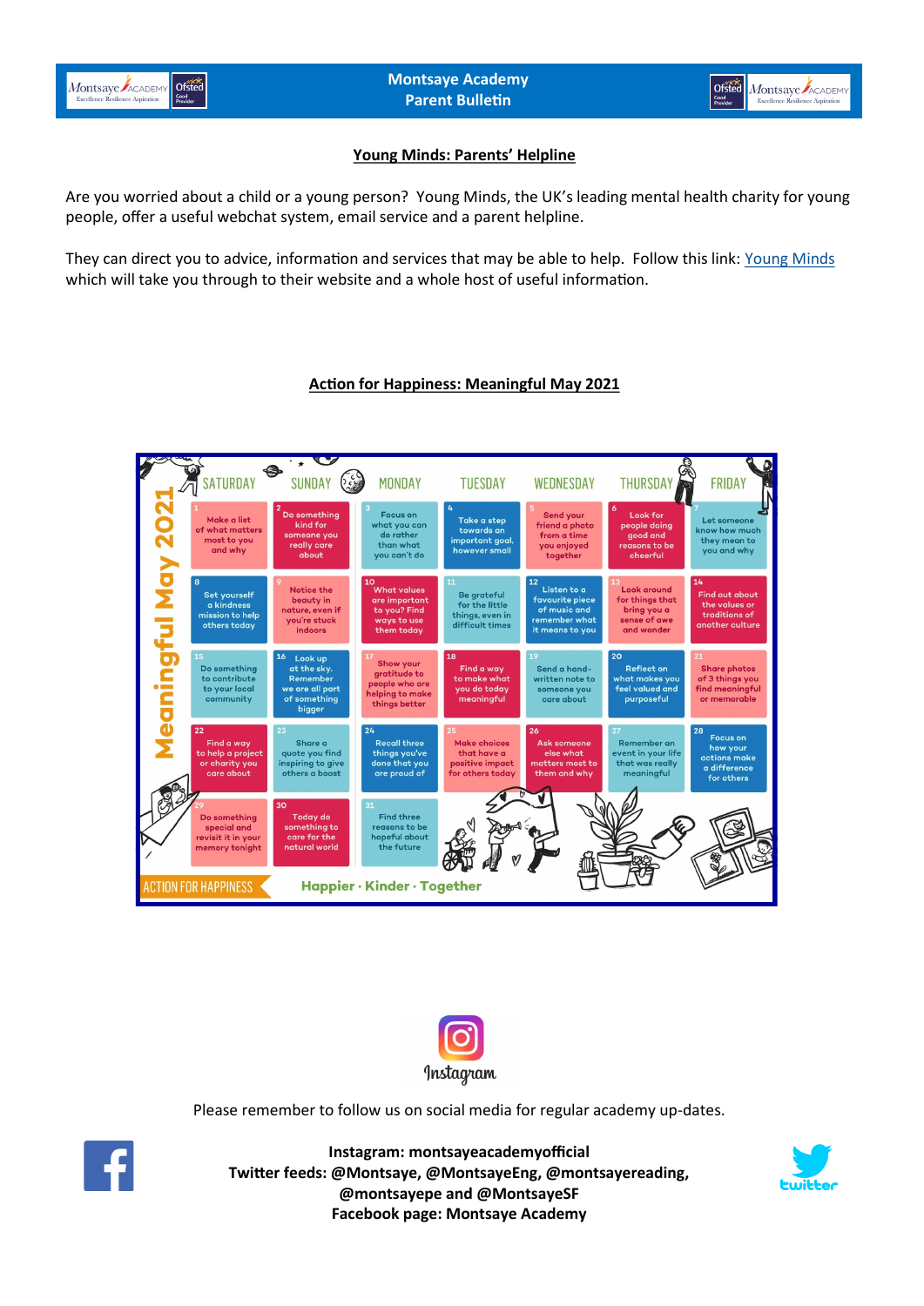## Young Minds: Parents' Helpline

Are you worried about a child or a young person? Young Minds, the UK's leading mental health charity for young people, offer a useful webchat system, email service and a parent helpline.

They can direct you to advice, information and services that may be able to help. Follow this link: [Young Minds](#) which will take you through to their website and a whole host of useful information.

## Action for Happiness: Meaningful May 2021

**Meaningful May 2021**

| SATURDAY | SUNDAY | MONDAY | TUESDAY | WEDNESDAY | THURSDAY | FRIDAY |
|---|---|---|---|---|---|---|
| 1 Make a list of what matters most to you and why | 2 Do something kind for someone you really care about | 3 Focus on what you can do rather than what you can't do | 4 Take a step towards an important goal, however small | 5 Send your friend a photo from a time you enjoyed together | 6 Look for people doing good and reasons to be cheerful | 7 Let someone know how much they mean to you and why |
| 8 Set yourself a kindness mission to help others today | 9 Notice the beauty in nature, even if you're stuck indoors | 10 What values are important to you? Find ways to use them today | 11 Be grateful for the little things, even in difficult times | 12 Listen to a favourite piece of music and remember what it means to you | 13 Look around for things that bring you a sense of awe and wonder | 14 Find out about the values or traditions of another culture |
| 15 Do something to contribute to your local community | 16 Look up at the sky. Remember we are all part of something bigger | 17 Show your gratitude to people who are helping to make things better | 18 Find a way to make what you do today meaningful | 19 Send a hand-written note to someone you care about | 20 Reflect on what makes you feel valued and purposeful | 21 Share photos of 3 things you find meaningful or memorable |
| 22 Find a way to help a project or charity you care about | 23 Share a quote you find inspiring to give others a boost | 24 Recall three things you've done that you are proud of | 25 Make choices that have a positive impact for others today | 26 Ask someone else what matters most to them and why | 27 Remember an event in your life that was really meaningful | 28 Focus on how your actions make a difference for others |
| 29 Do something special and revisit it in your memory tonight | 30 Today do something to care for the natural world | 31 Find three reasons to be hopeful about the future | | | | |

ACTION FOR HAPPINESS

Happier · Kinder · Together

Instagram

Please remember to follow us on social media for regular academy up-dates.

**Instagram: montsayeacademyofficial**
**Twitter feeds: @Montsaye, @MontsayeEng, @montsayereading, @montsayepe and @MontsayeSF**
**Facebook page: Montsaye Academy**

twitter